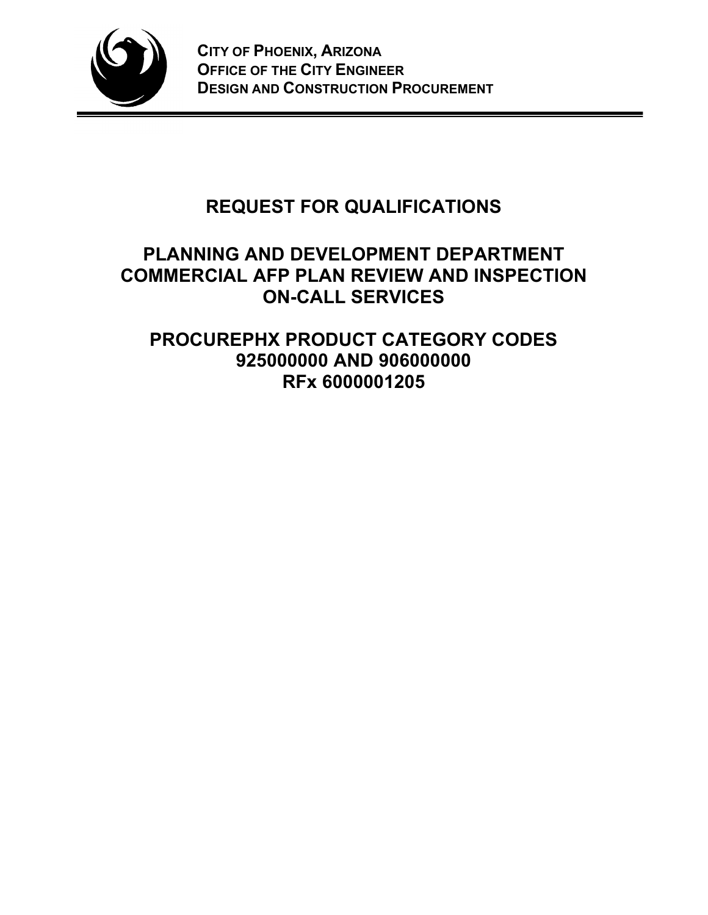**CITY OF PHOENIX, ARIZONA**
**OFFICE OF THE CITY ENGINEER**
**DESIGN AND CONSTRUCTION PROCUREMENT**

# REQUEST FOR QUALIFICATIONS

# PLANNING AND DEVELOPMENT DEPARTMENT COMMERCIAL AFP PLAN REVIEW AND INSPECTION ON-CALL SERVICES

# PROCUREPHX PRODUCT CATEGORY CODES 925000000 AND 906000000 RFx 6000001205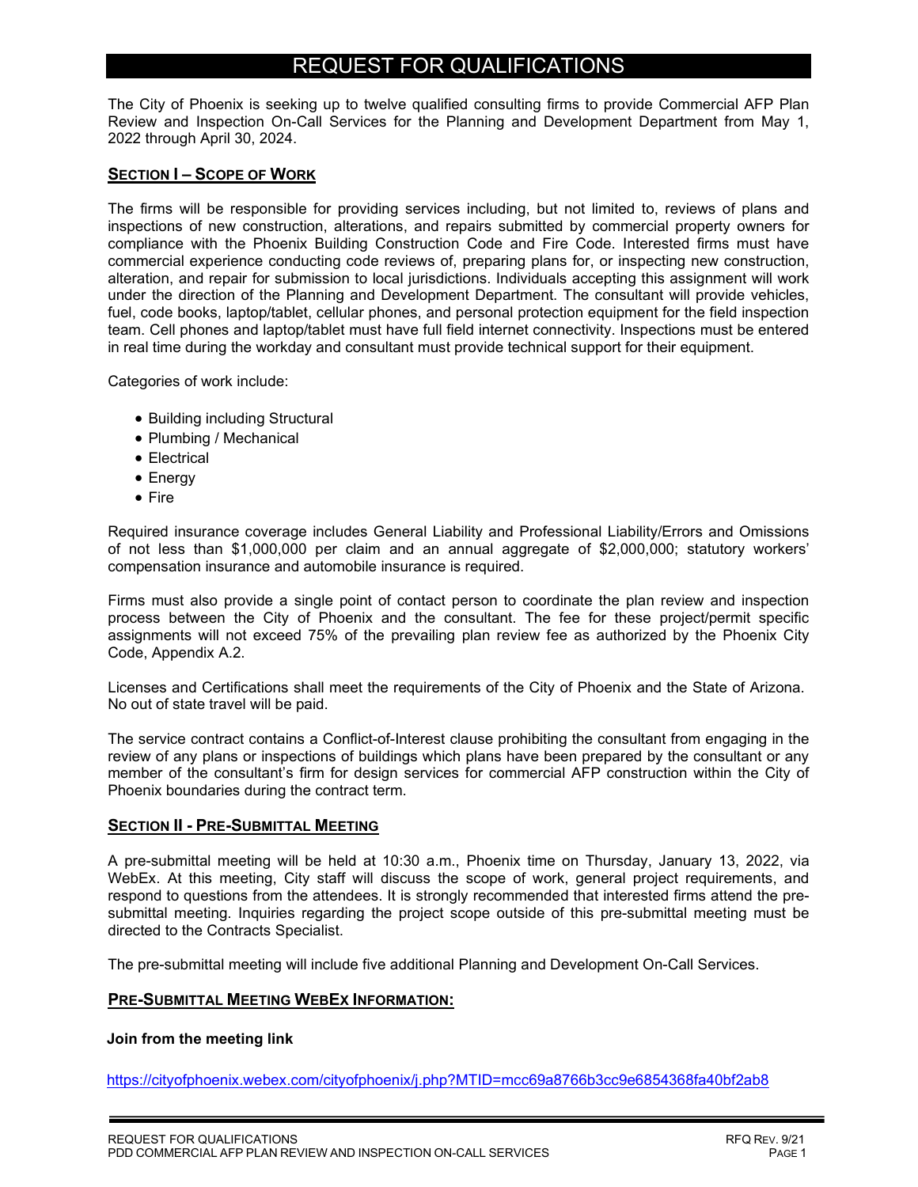# REQUEST FOR QUALIFICATIONS

The City of Phoenix is seeking up to twelve qualified consulting firms to provide Commercial AFP Plan Review and Inspection On-Call Services for the Planning and Development Department from May 1, 2022 through April 30, 2024.

## SECTION I – SCOPE OF WORK

The firms will be responsible for providing services including, but not limited to, reviews of plans and inspections of new construction, alterations, and repairs submitted by commercial property owners for compliance with the Phoenix Building Construction Code and Fire Code. Interested firms must have commercial experience conducting code reviews of, preparing plans for, or inspecting new construction, alteration, and repair for submission to local jurisdictions. Individuals accepting this assignment will work under the direction of the Planning and Development Department. The consultant will provide vehicles, fuel, code books, laptop/tablet, cellular phones, and personal protection equipment for the field inspection team. Cell phones and laptop/tablet must have full field internet connectivity. Inspections must be entered in real time during the workday and consultant must provide technical support for their equipment.

Categories of work include:

- Building including Structural
- Plumbing / Mechanical
- Electrical
- Energy
- Fire

Required insurance coverage includes General Liability and Professional Liability/Errors and Omissions of not less than $1,000,000 per claim and an annual aggregate of $2,000,000; statutory workers' compensation insurance and automobile insurance is required.

Firms must also provide a single point of contact person to coordinate the plan review and inspection process between the City of Phoenix and the consultant. The fee for these project/permit specific assignments will not exceed 75% of the prevailing plan review fee as authorized by the Phoenix City Code, Appendix A.2.

Licenses and Certifications shall meet the requirements of the City of Phoenix and the State of Arizona. No out of state travel will be paid.

The service contract contains a Conflict-of-Interest clause prohibiting the consultant from engaging in the review of any plans or inspections of buildings which plans have been prepared by the consultant or any member of the consultant's firm for design services for commercial AFP construction within the City of Phoenix boundaries during the contract term.

## SECTION II - PRE-SUBMITTAL MEETING

A pre-submittal meeting will be held at 10:30 a.m., Phoenix time on Thursday, January 13, 2022, via WebEx. At this meeting, City staff will discuss the scope of work, general project requirements, and respond to questions from the attendees. It is strongly recommended that interested firms attend the pre-submittal meeting. Inquiries regarding the project scope outside of this pre-submittal meeting must be directed to the Contracts Specialist.

The pre-submittal meeting will include five additional Planning and Development On-Call Services.

## PRE-SUBMITTAL MEETING WEBEX INFORMATION:

**Join from the meeting link**

https://cityofphoenix.webex.com/cityofphoenix/j.php?MTID=mcc69a8766b3cc9e6854368fa40bf2ab8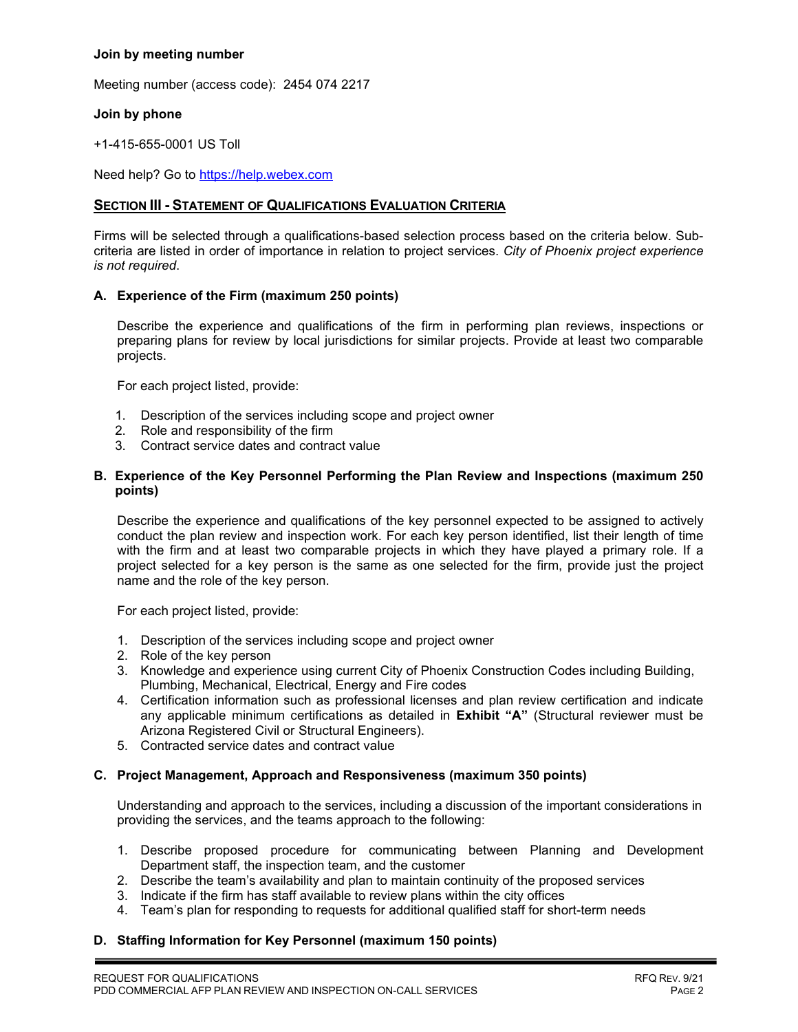**Join by meeting number**

Meeting number (access code): 2454 074 2217

**Join by phone**

+1-415-655-0001 US Toll

Need help? Go to https://help.webex.com

## SECTION III - STATEMENT OF QUALIFICATIONS EVALUATION CRITERIA

Firms will be selected through a qualifications-based selection process based on the criteria below. Sub-criteria are listed in order of importance in relation to project services. *City of Phoenix project experience is not required*.

### A. Experience of the Firm (maximum 250 points)

Describe the experience and qualifications of the firm in performing plan reviews, inspections or preparing plans for review by local jurisdictions for similar projects. Provide at least two comparable projects.

For each project listed, provide:

1. Description of the services including scope and project owner
2. Role and responsibility of the firm
3. Contract service dates and contract value

### B. Experience of the Key Personnel Performing the Plan Review and Inspections (maximum 250 points)

Describe the experience and qualifications of the key personnel expected to be assigned to actively conduct the plan review and inspection work. For each key person identified, list their length of time with the firm and at least two comparable projects in which they have played a primary role. If a project selected for a key person is the same as one selected for the firm, provide just the project name and the role of the key person.

For each project listed, provide:

1. Description of the services including scope and project owner
2. Role of the key person
3. Knowledge and experience using current City of Phoenix Construction Codes including Building, Plumbing, Mechanical, Electrical, Energy and Fire codes
4. Certification information such as professional licenses and plan review certification and indicate any applicable minimum certifications as detailed in **Exhibit "A"** (Structural reviewer must be Arizona Registered Civil or Structural Engineers).
5. Contracted service dates and contract value

### C. Project Management, Approach and Responsiveness (maximum 350 points)

Understanding and approach to the services, including a discussion of the important considerations in providing the services, and the teams approach to the following:

1. Describe proposed procedure for communicating between Planning and Development Department staff, the inspection team, and the customer
2. Describe the team's availability and plan to maintain continuity of the proposed services
3. Indicate if the firm has staff available to review plans within the city offices
4. Team's plan for responding to requests for additional qualified staff for short-term needs

### D. Staffing Information for Key Personnel (maximum 150 points)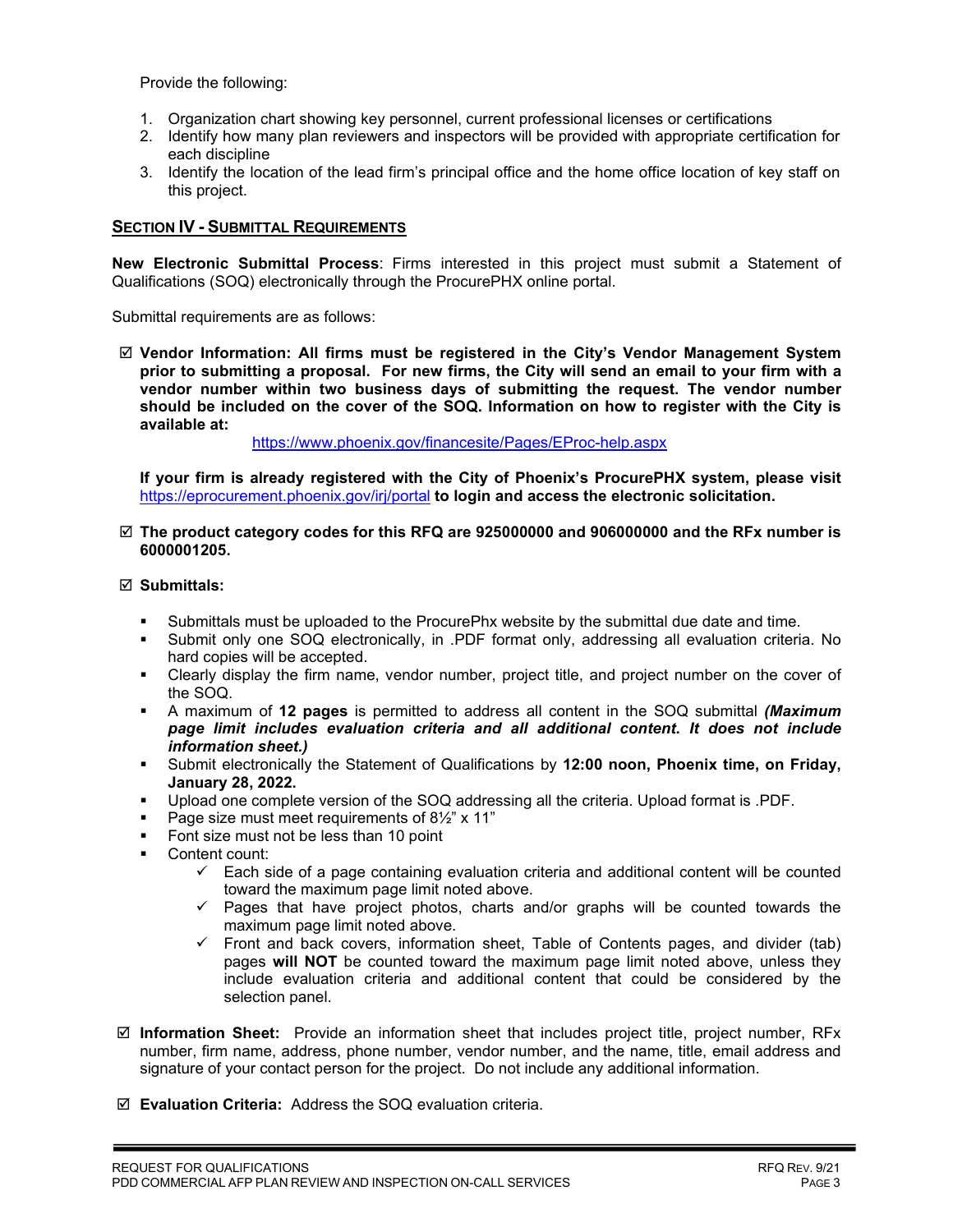Provide the following:

1. Organization chart showing key personnel, current professional licenses or certifications
2. Identify how many plan reviewers and inspectors will be provided with appropriate certification for each discipline
3. Identify the location of the lead firm's principal office and the home office location of key staff on this project.

## SECTION IV - SUBMITTAL REQUIREMENTS

**New Electronic Submittal Process**: Firms interested in this project must submit a Statement of Qualifications (SOQ) electronically through the ProcurePHX online portal.

Submittal requirements are as follows:

☑ **Vendor Information: All firms must be registered in the City's Vendor Management System prior to submitting a proposal. For new firms, the City will send an email to your firm with a vendor number within two business days of submitting the request. The vendor number should be included on the cover of the SOQ. Information on how to register with the City is available at:**

https://www.phoenix.gov/financesite/Pages/EProc-help.aspx

**If your firm is already registered with the City of Phoenix's ProcurePHX system, please visit** https://eprocurement.phoenix.gov/irj/portal **to login and access the electronic solicitation.**

☑ **The product category codes for this RFQ are 925000000 and 906000000 and the RFx number is 6000001205.**

☑ **Submittals:**

- Submittals must be uploaded to the ProcurePhx website by the submittal due date and time.
- Submit only one SOQ electronically, in .PDF format only, addressing all evaluation criteria. No hard copies will be accepted.
- Clearly display the firm name, vendor number, project title, and project number on the cover of the SOQ.
- A maximum of **12 pages** is permitted to address all content in the SOQ submittal ***(Maximum page limit includes evaluation criteria and all additional content. It does not include information sheet.)***
- Submit electronically the Statement of Qualifications by **12:00 noon, Phoenix time, on Friday, January 28, 2022.**
- Upload one complete version of the SOQ addressing all the criteria. Upload format is .PDF.
- Page size must meet requirements of 8½" x 11"
- Font size must not be less than 10 point
- Content count:
  - ✓ Each side of a page containing evaluation criteria and additional content will be counted toward the maximum page limit noted above.
  - ✓ Pages that have project photos, charts and/or graphs will be counted towards the maximum page limit noted above.
  - ✓ Front and back covers, information sheet, Table of Contents pages, and divider (tab) pages **will NOT** be counted toward the maximum page limit noted above, unless they include evaluation criteria and additional content that could be considered by the selection panel.

☑ **Information Sheet:** Provide an information sheet that includes project title, project number, RFx number, firm name, address, phone number, vendor number, and the name, title, email address and signature of your contact person for the project. Do not include any additional information.

☑ **Evaluation Criteria:** Address the SOQ evaluation criteria.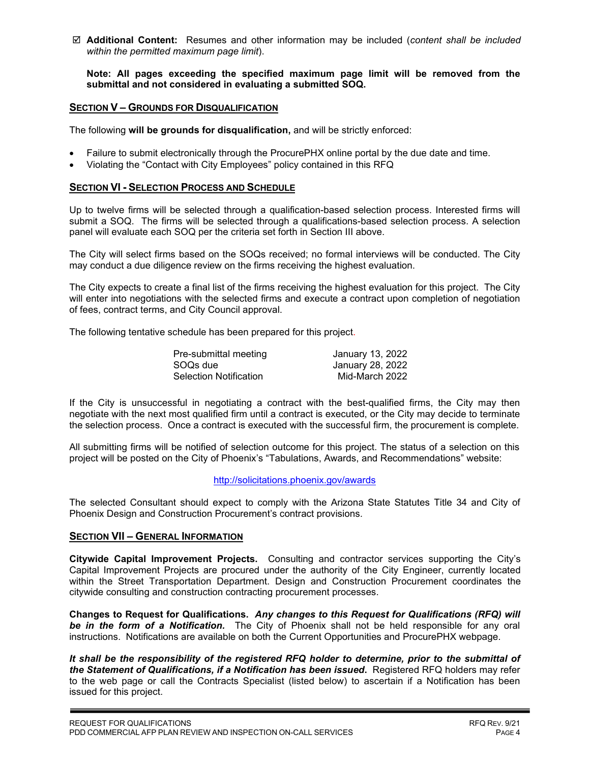☑ **Additional Content:** Resumes and other information may be included (*content shall be included within the permitted maximum page limit*).

**Note: All pages exceeding the specified maximum page limit will be removed from the submittal and not considered in evaluating a submitted SOQ.**

## SECTION V – GROUNDS FOR DISQUALIFICATION

The following **will be grounds for disqualification,** and will be strictly enforced:

- Failure to submit electronically through the ProcurePHX online portal by the due date and time.
- Violating the "Contact with City Employees" policy contained in this RFQ

## SECTION VI - SELECTION PROCESS AND SCHEDULE

Up to twelve firms will be selected through a qualification-based selection process. Interested firms will submit a SOQ. The firms will be selected through a qualifications-based selection process. A selection panel will evaluate each SOQ per the criteria set forth in Section III above.

The City will select firms based on the SOQs received; no formal interviews will be conducted. The City may conduct a due diligence review on the firms receiving the highest evaluation.

The City expects to create a final list of the firms receiving the highest evaluation for this project. The City will enter into negotiations with the selected firms and execute a contract upon completion of negotiation of fees, contract terms, and City Council approval.

The following tentative schedule has been prepared for this project.

| | |
|---|---|
| Pre-submittal meeting | January 13, 2022 |
| SOQs due | January 28, 2022 |
| Selection Notification | Mid-March 2022 |

If the City is unsuccessful in negotiating a contract with the best-qualified firms, the City may then negotiate with the next most qualified firm until a contract is executed, or the City may decide to terminate the selection process. Once a contract is executed with the successful firm, the procurement is complete.

All submitting firms will be notified of selection outcome for this project. The status of a selection on this project will be posted on the City of Phoenix's "Tabulations, Awards, and Recommendations" website:

http://solicitations.phoenix.gov/awards

The selected Consultant should expect to comply with the Arizona State Statutes Title 34 and City of Phoenix Design and Construction Procurement's contract provisions.

## SECTION VII – GENERAL INFORMATION

**Citywide Capital Improvement Projects.** Consulting and contractor services supporting the City's Capital Improvement Projects are procured under the authority of the City Engineer, currently located within the Street Transportation Department. Design and Construction Procurement coordinates the citywide consulting and construction contracting procurement processes.

**Changes to Request for Qualifications.** ***Any changes to this Request for Qualifications (RFQ) will be in the form of a Notification.*** The City of Phoenix shall not be held responsible for any oral instructions. Notifications are available on both the Current Opportunities and ProcurePHX webpage.

***It shall be the responsibility of the registered RFQ holder to determine, prior to the submittal of the Statement of Qualifications, if a Notification has been issued.*** Registered RFQ holders may refer to the web page or call the Contracts Specialist (listed below) to ascertain if a Notification has been issued for this project.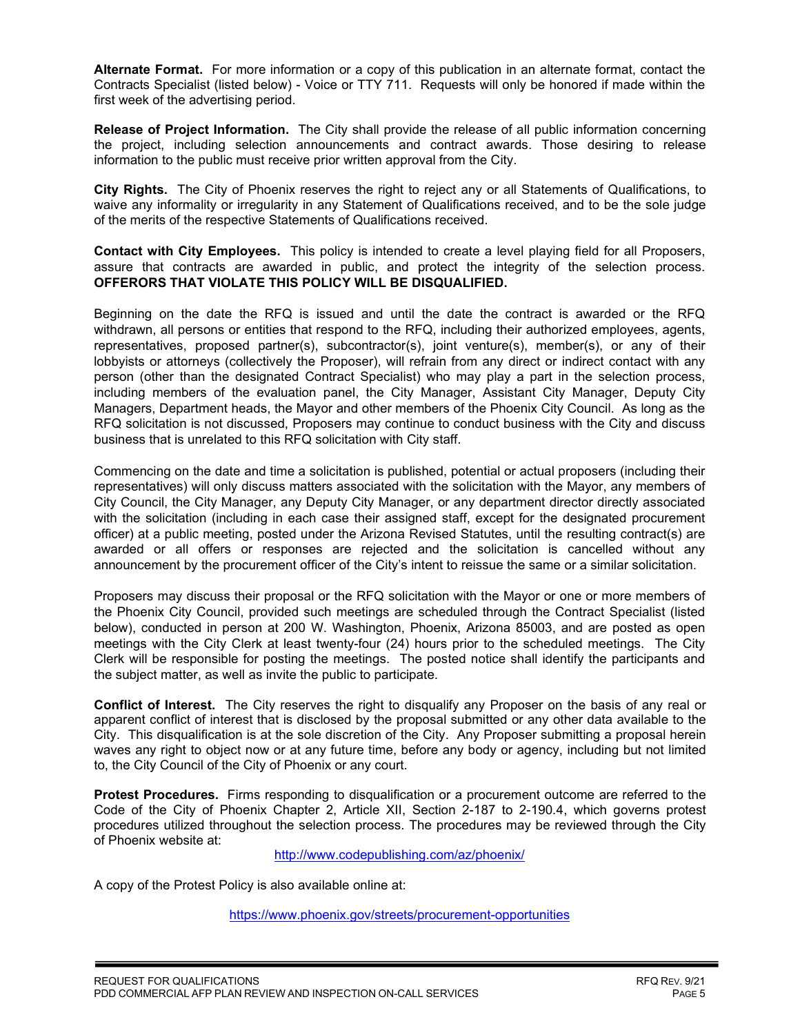**Alternate Format.** For more information or a copy of this publication in an alternate format, contact the Contracts Specialist (listed below) - Voice or TTY 711. Requests will only be honored if made within the first week of the advertising period.

**Release of Project Information.** The City shall provide the release of all public information concerning the project, including selection announcements and contract awards. Those desiring to release information to the public must receive prior written approval from the City.

**City Rights.** The City of Phoenix reserves the right to reject any or all Statements of Qualifications, to waive any informality or irregularity in any Statement of Qualifications received, and to be the sole judge of the merits of the respective Statements of Qualifications received.

**Contact with City Employees.** This policy is intended to create a level playing field for all Proposers, assure that contracts are awarded in public, and protect the integrity of the selection process. **OFFERORS THAT VIOLATE THIS POLICY WILL BE DISQUALIFIED.**

Beginning on the date the RFQ is issued and until the date the contract is awarded or the RFQ withdrawn, all persons or entities that respond to the RFQ, including their authorized employees, agents, representatives, proposed partner(s), subcontractor(s), joint venture(s), member(s), or any of their lobbyists or attorneys (collectively the Proposer), will refrain from any direct or indirect contact with any person (other than the designated Contract Specialist) who may play a part in the selection process, including members of the evaluation panel, the City Manager, Assistant City Manager, Deputy City Managers, Department heads, the Mayor and other members of the Phoenix City Council. As long as the RFQ solicitation is not discussed, Proposers may continue to conduct business with the City and discuss business that is unrelated to this RFQ solicitation with City staff.

Commencing on the date and time a solicitation is published, potential or actual proposers (including their representatives) will only discuss matters associated with the solicitation with the Mayor, any members of City Council, the City Manager, any Deputy City Manager, or any department director directly associated with the solicitation (including in each case their assigned staff, except for the designated procurement officer) at a public meeting, posted under the Arizona Revised Statutes, until the resulting contract(s) are awarded or all offers or responses are rejected and the solicitation is cancelled without any announcement by the procurement officer of the City's intent to reissue the same or a similar solicitation.

Proposers may discuss their proposal or the RFQ solicitation with the Mayor or one or more members of the Phoenix City Council, provided such meetings are scheduled through the Contract Specialist (listed below), conducted in person at 200 W. Washington, Phoenix, Arizona 85003, and are posted as open meetings with the City Clerk at least twenty-four (24) hours prior to the scheduled meetings. The City Clerk will be responsible for posting the meetings. The posted notice shall identify the participants and the subject matter, as well as invite the public to participate.

**Conflict of Interest.** The City reserves the right to disqualify any Proposer on the basis of any real or apparent conflict of interest that is disclosed by the proposal submitted or any other data available to the City. This disqualification is at the sole discretion of the City. Any Proposer submitting a proposal herein waves any right to object now or at any future time, before any body or agency, including but not limited to, the City Council of the City of Phoenix or any court.

**Protest Procedures.** Firms responding to disqualification or a procurement outcome are referred to the Code of the City of Phoenix Chapter 2, Article XII, Section 2-187 to 2-190.4, which governs protest procedures utilized throughout the selection process. The procedures may be reviewed through the City of Phoenix website at:

http://www.codepublishing.com/az/phoenix/

A copy of the Protest Policy is also available online at:

https://www.phoenix.gov/streets/procurement-opportunities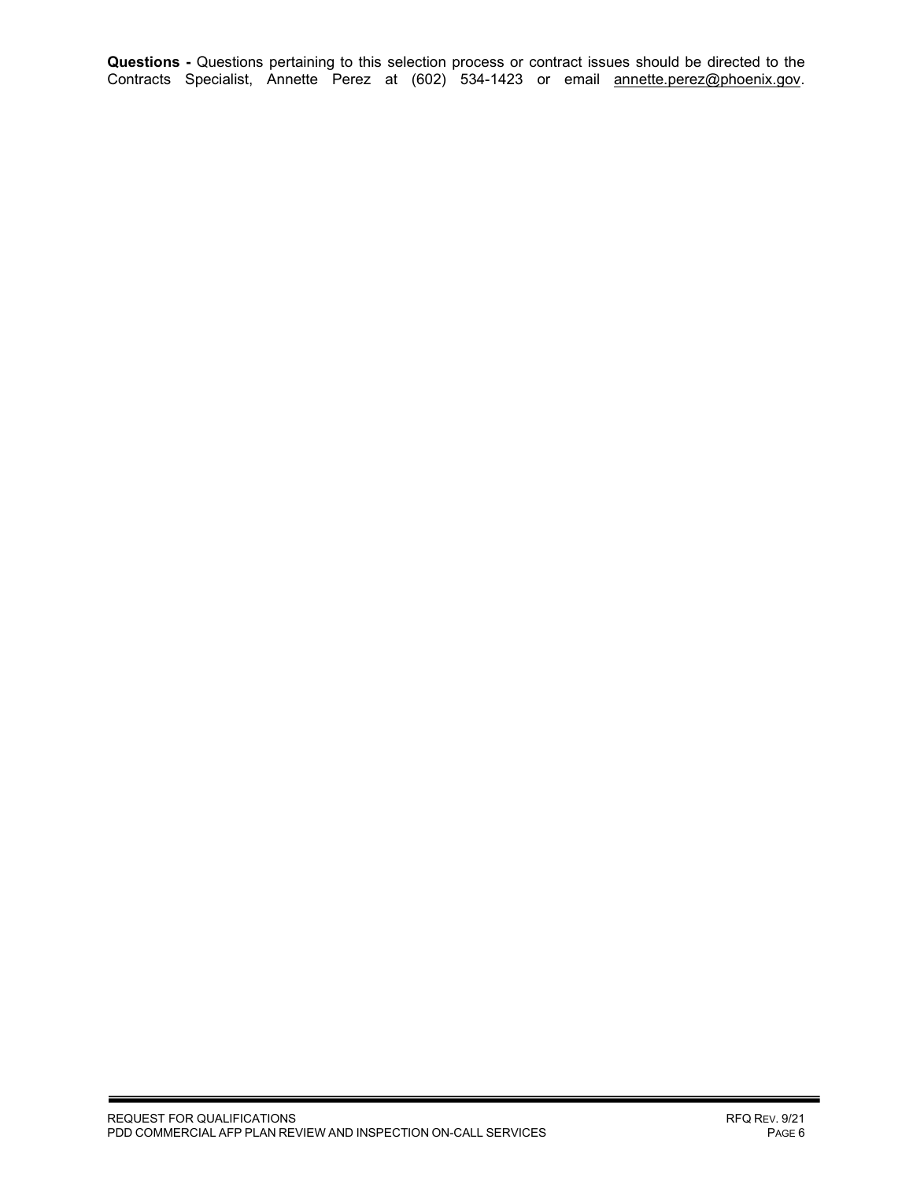**Questions -** Questions pertaining to this selection process or contract issues should be directed to the Contracts Specialist, Annette Perez at (602) 534-1423 or email annette.perez@phoenix.gov.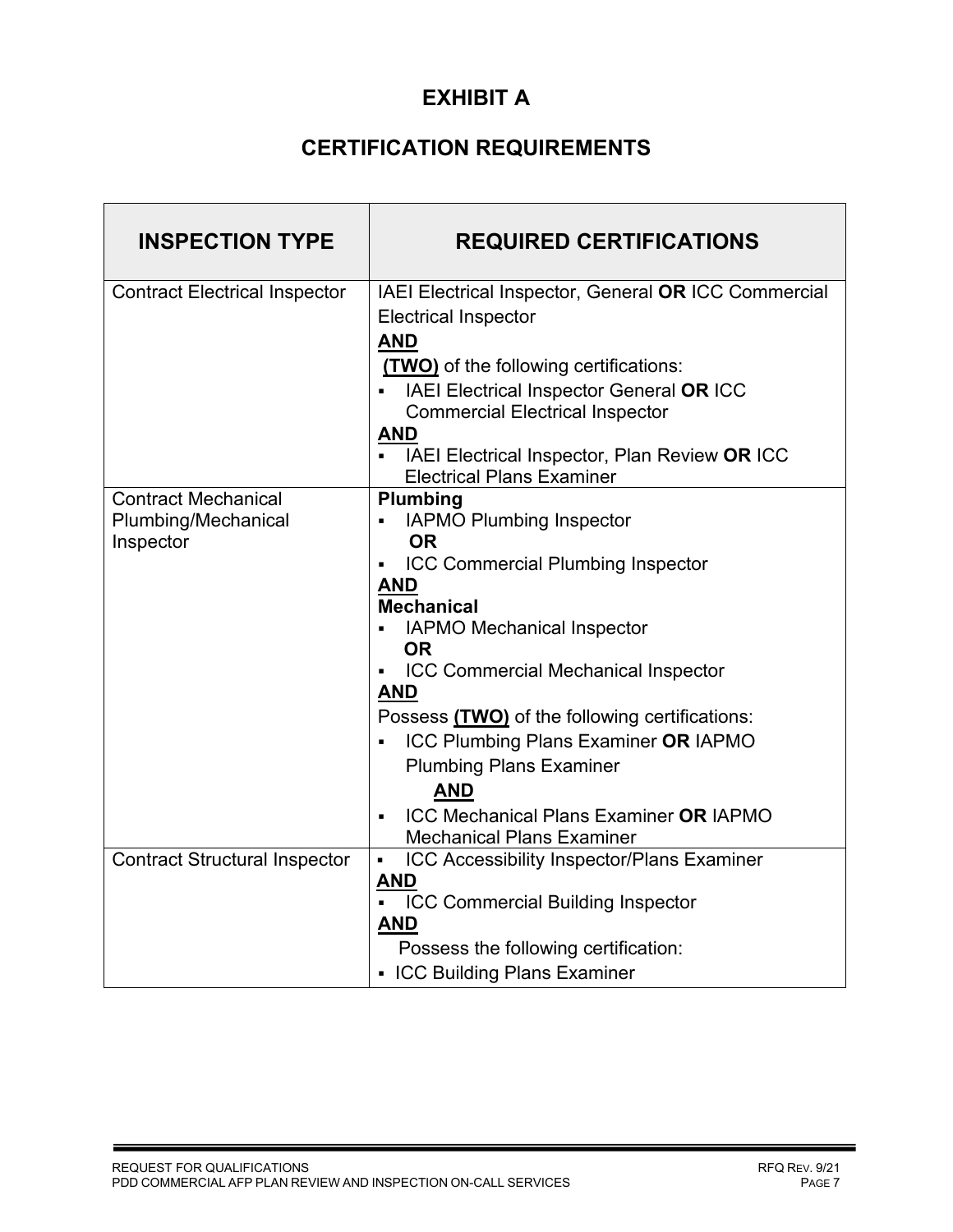# EXHIBIT A

## CERTIFICATION REQUIREMENTS

| INSPECTION TYPE | REQUIRED CERTIFICATIONS |
|---|---|
| Contract Electrical Inspector | IAEI Electrical Inspector, General **OR** ICC Commercial Electrical Inspector<br>**AND**<br>**(TWO)** of the following certifications:<br>▪ IAEI Electrical Inspector General **OR** ICC Commercial Electrical Inspector<br>**AND**<br>▪ IAEI Electrical Inspector, Plan Review **OR** ICC Electrical Plans Examiner |
| Contract Mechanical Plumbing/Mechanical Inspector | **Plumbing**<br>▪ IAPMO Plumbing Inspector<br>**OR**<br>▪ ICC Commercial Plumbing Inspector<br>**AND**<br>**Mechanical**<br>▪ IAPMO Mechanical Inspector<br>**OR**<br>▪ ICC Commercial Mechanical Inspector<br>**AND**<br>Possess **(TWO)** of the following certifications:<br>▪ ICC Plumbing Plans Examiner **OR** IAPMO Plumbing Plans Examiner<br>**AND**<br>▪ ICC Mechanical Plans Examiner **OR** IAPMO Mechanical Plans Examiner |
| Contract Structural Inspector | ▪ ICC Accessibility Inspector/Plans Examiner<br>**AND**<br>▪ ICC Commercial Building Inspector<br>**AND**<br>Possess the following certification:<br>▪ ICC Building Plans Examiner |